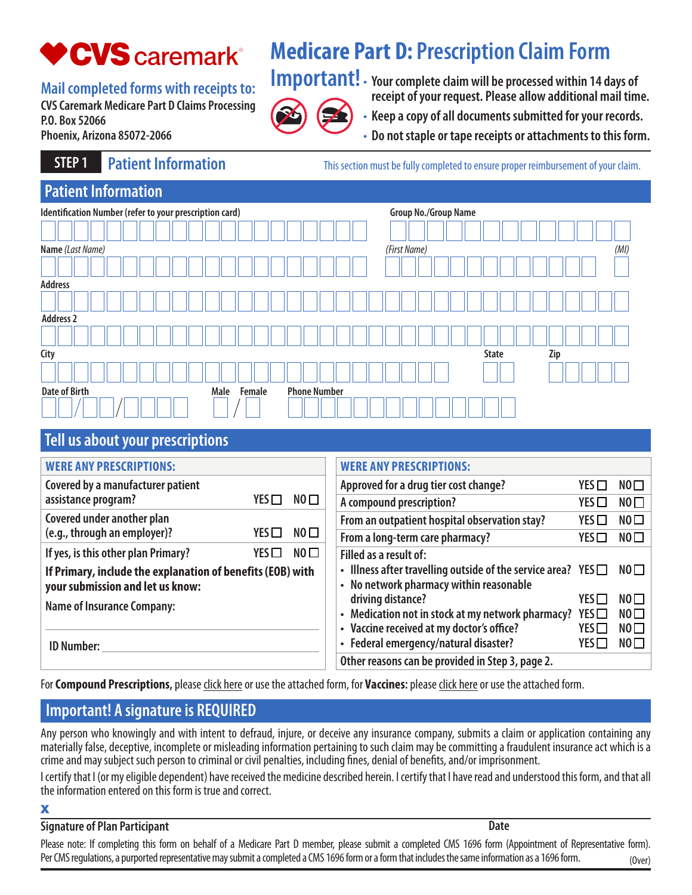CVS caremark

**Mail completed forms with receipts to:**
CVS Caremark Medicare Part D Claims Processing
P.O. Box 52066
Phoenix, Arizona 85072-2066

# Medicare Part D: Prescription Claim Form

**Important!**

- Your complete claim will be processed within 14 days of receipt of your request. Please allow additional mail time.
- Keep a copy of all documents submitted for your records.
- Do not staple or tape receipts or attachments to this form.

## STEP 1 Patient Information

This section must be fully completed to ensure proper reimbursement of your claim.

### Patient Information

Identification Number (refer to your prescription card)

Group No./Group Name

Name *(Last Name)* *(First Name)* *(MI)*

Address

Address 2

City State Zip

Date of Birth ___/___/_____ Male / Female Phone Number

### Tell us about your prescriptions

| WERE ANY PRESCRIPTIONS: | | |
|---|---|---|
| Covered by a manufacturer patient assistance program? | YES ☐ | NO ☐ |
| Covered under another plan (e.g., through an employer)? | YES ☐ | NO ☐ |
| If yes, is this other plan Primary? | YES ☐ | NO ☐ |

**If Primary, include the explanation of benefits (EOB) with your submission and let us know:**

Name of Insurance Company:

ID Number: ______________________________

| WERE ANY PRESCRIPTIONS: | | |
|---|---|---|
| Approved for a drug tier cost change? | YES ☐ | NO ☐ |
| A compound prescription? | YES ☐ | NO ☐ |
| From an outpatient hospital observation stay? | YES ☐ | NO ☐ |
| From a long-term care pharmacy? | YES ☐ | NO ☐ |
| Filled as a result of: | | |
| • Illness after travelling outside of the service area? | YES ☐ | NO ☐ |
| • No network pharmacy within reasonable driving distance? | YES ☐ | NO ☐ |
| • Medication not in stock at my network pharmacy? | YES ☐ | NO ☐ |
| • Vaccine received at my doctor's office? | YES ☐ | NO ☐ |
| • Federal emergency/natural disaster? | YES ☐ | NO ☐ |
| Other reasons can be provided in Step 3, page 2. | | |

For **Compound Prescriptions,** please click here or use the attached form, for **Vaccines:** please click here or use the attached form.

### Important! A signature is REQUIRED

Any person who knowingly and with intent to defraud, injure, or deceive any insurance company, submits a claim or application containing any materially false, deceptive, incomplete or misleading information pertaining to such claim may be committing a fraudulent insurance act which is a crime and may subject such person to criminal or civil penalties, including fines, denial of benefits, and/or imprisonment.

I certify that I (or my eligible dependent) have received the medicine described herein. I certify that I have read and understood this form, and that all the information entered on this form is true and correct.

**x**

**Signature of Plan Participant** **Date**

Please note: If completing this form on behalf of a Medicare Part D member, please submit a completed CMS 1696 form (Appointment of Representative form). Per CMS regulations, a purported representative may submit a completed CMS 1696 form or a form that includes the same information as a 1696 form.

(Over)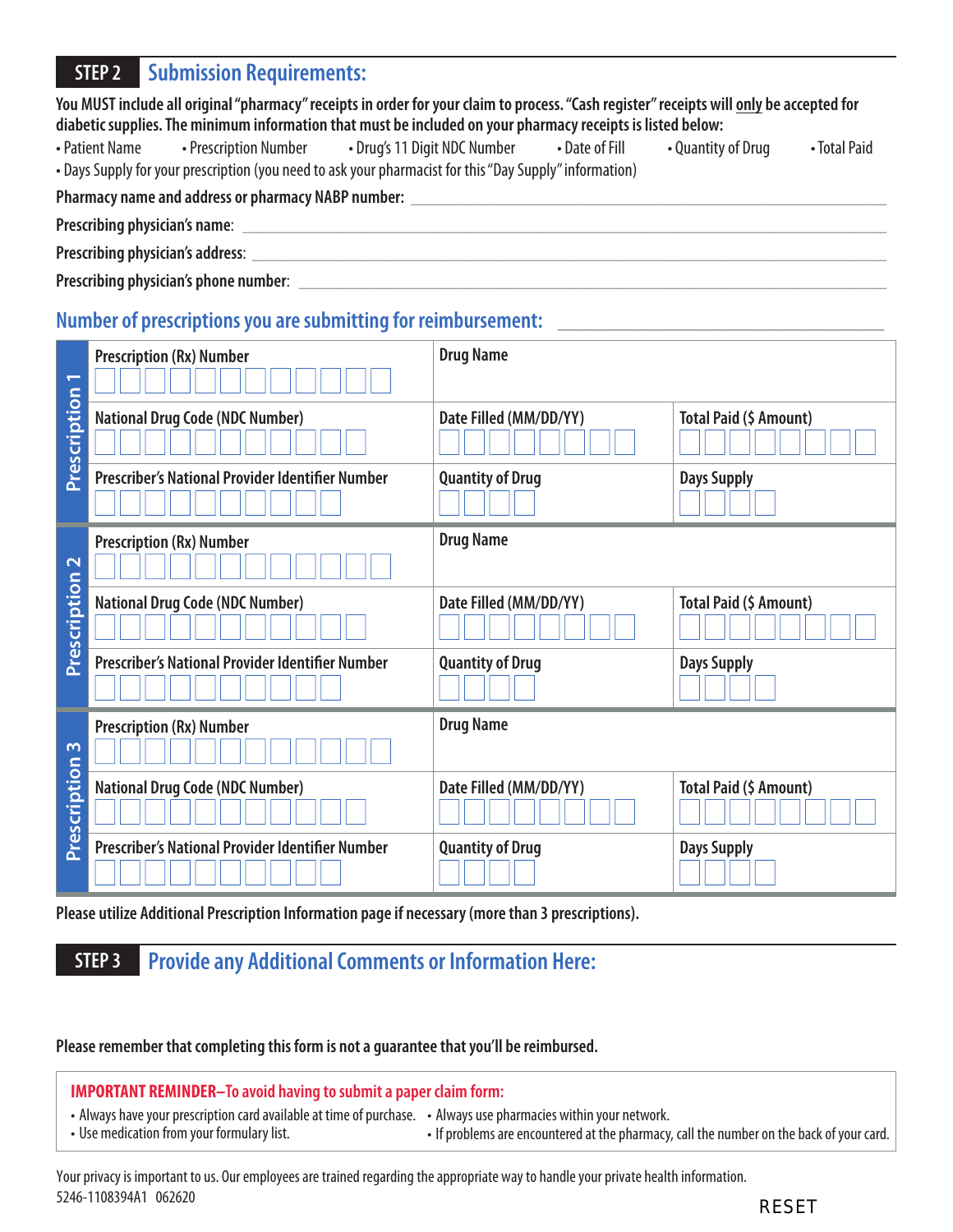## STEP 2 Submission Requirements:

**You MUST include all original "pharmacy" receipts in order for your claim to process. "Cash register" receipts will only be accepted for diabetic supplies. The minimum information that must be included on your pharmacy receipts is listed below:**

- Patient Name
- Prescription Number
- Drug's 11 Digit NDC Number
- Date of Fill
- Quantity of Drug
- Total Paid
- Days Supply for your prescription (you need to ask your pharmacist for this "Day Supply" information)

**Pharmacy name and address or pharmacy NABP number:** ____________________

**Prescribing physician's name:** ____________________

**Prescribing physician's address:** ____________________

**Prescribing physician's phone number:** ____________________

### Number of prescriptions you are submitting for reimbursement: ____________________

| | | | |
|---|---|---|---|
| **Prescription 1** | **Prescription (Rx) Number** | **Drug Name** | |
| | **National Drug Code (NDC Number)** | **Date Filled (MM/DD/YY)** | **Total Paid ($ Amount)** |
| | **Prescriber's National Provider Identifier Number** | **Quantity of Drug** | **Days Supply** |
| **Prescription 2** | **Prescription (Rx) Number** | **Drug Name** | |
| | **National Drug Code (NDC Number)** | **Date Filled (MM/DD/YY)** | **Total Paid ($ Amount)** |
| | **Prescriber's National Provider Identifier Number** | **Quantity of Drug** | **Days Supply** |
| **Prescription 3** | **Prescription (Rx) Number** | **Drug Name** | |
| | **National Drug Code (NDC Number)** | **Date Filled (MM/DD/YY)** | **Total Paid ($ Amount)** |
| | **Prescriber's National Provider Identifier Number** | **Quantity of Drug** | **Days Supply** |

**Please utilize Additional Prescription Information page if necessary (more than 3 prescriptions).**

## STEP 3 Provide any Additional Comments or Information Here:

**Please remember that completing this form is not a guarantee that you'll be reimbursed.**

**IMPORTANT REMINDER–To avoid having to submit a paper claim form:**

- Always have your prescription card available at time of purchase.
- Use medication from your formulary list.
- Always use pharmacies within your network.
- If problems are encountered at the pharmacy, call the number on the back of your card.

Your privacy is important to us. Our employees are trained regarding the appropriate way to handle your private health information.

5246-1108394A1 062620

RESET